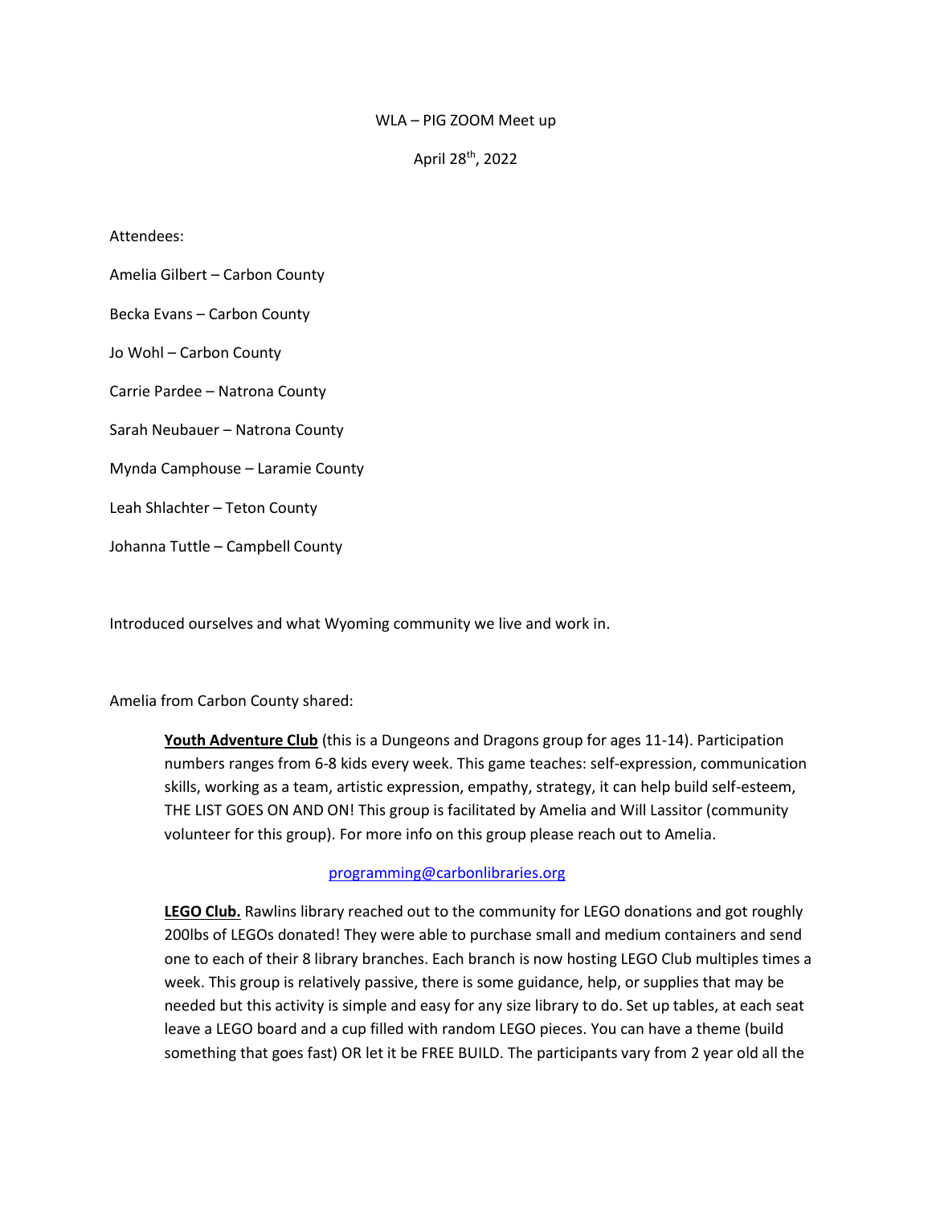WLA – PIG ZOOM Meet up

April 28th, 2022

Attendees:

Amelia Gilbert – Carbon County

Becka Evans – Carbon County

Jo Wohl – Carbon County

Carrie Pardee – Natrona County

Sarah Neubauer – Natrona County

Mynda Camphouse – Laramie County

Leah Shlachter – Teton County

Johanna Tuttle – Campbell County

Introduced ourselves and what Wyoming community we live and work in.

Amelia from Carbon County shared:

> **<u>Youth Adventure Club</u>** (this is a Dungeons and Dragons group for ages 11-14). Participation numbers ranges from 6-8 kids every week. This game teaches: self-expression, communication skills, working as a team, artistic expression, empathy, strategy, it can help build self-esteem, THE LIST GOES ON AND ON! This group is facilitated by Amelia and Will Lassitor (community volunteer for this group). For more info on this group please reach out to Amelia.
>
> programming@carbonlibraries.org
>
> **<u>LEGO Club.</u>** Rawlins library reached out to the community for LEGO donations and got roughly 200lbs of LEGOs donated! They were able to purchase small and medium containers and send one to each of their 8 library branches. Each branch is now hosting LEGO Club multiples times a week. This group is relatively passive, there is some guidance, help, or supplies that may be needed but this activity is simple and easy for any size library to do. Set up tables, at each seat leave a LEGO board and a cup filled with random LEGO pieces. You can have a theme (build something that goes fast) OR let it be FREE BUILD. The participants vary from 2 year old all the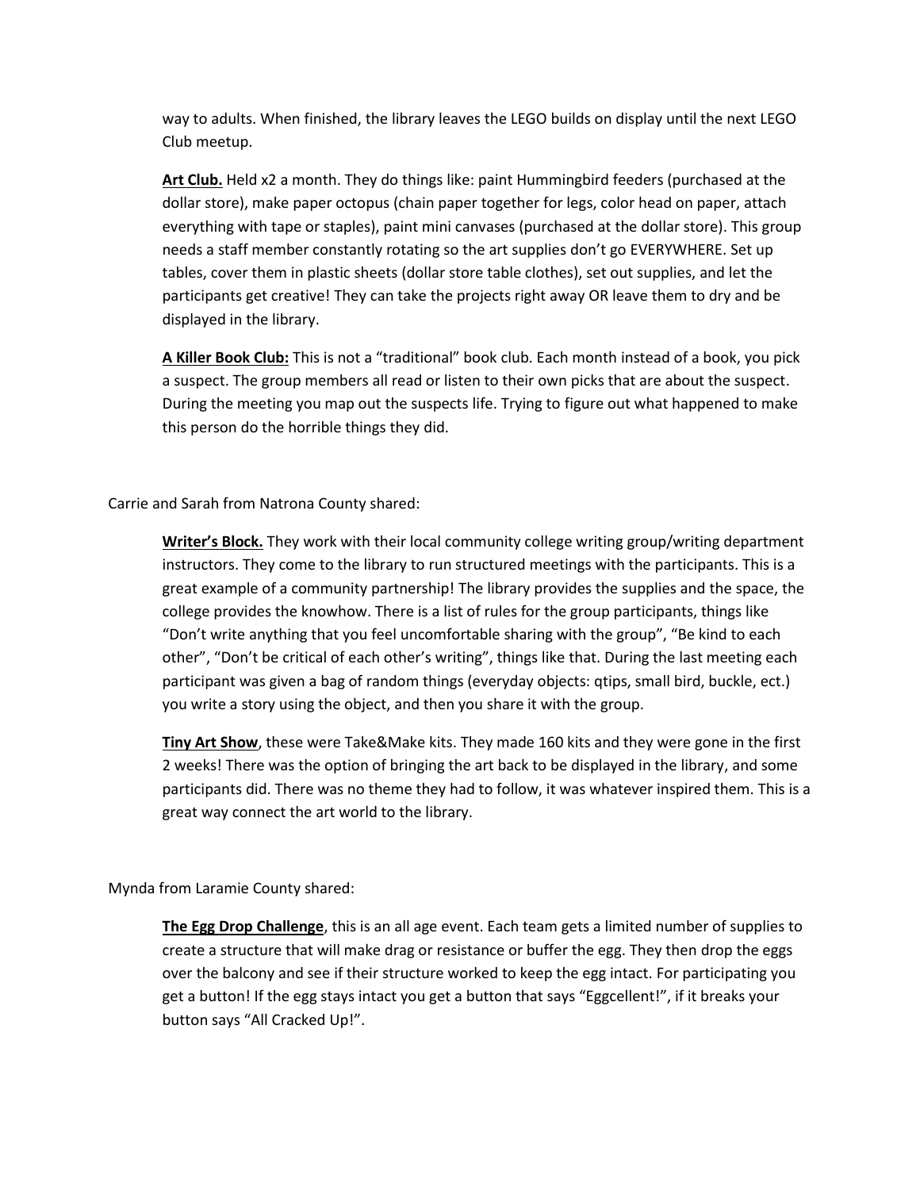way to adults. When finished, the library leaves the LEGO builds on display until the next LEGO Club meetup.

**Art Club.** Held x2 a month. They do things like: paint Hummingbird feeders (purchased at the dollar store), make paper octopus (chain paper together for legs, color head on paper, attach everything with tape or staples), paint mini canvases (purchased at the dollar store). This group needs a staff member constantly rotating so the art supplies don't go EVERYWHERE. Set up tables, cover them in plastic sheets (dollar store table clothes), set out supplies, and let the participants get creative! They can take the projects right away OR leave them to dry and be displayed in the library.

**A Killer Book Club:** This is not a "traditional" book club. Each month instead of a book, you pick a suspect. The group members all read or listen to their own picks that are about the suspect. During the meeting you map out the suspects life. Trying to figure out what happened to make this person do the horrible things they did.

Carrie and Sarah from Natrona County shared:

**Writer's Block.** They work with their local community college writing group/writing department instructors. They come to the library to run structured meetings with the participants. This is a great example of a community partnership! The library provides the supplies and the space, the college provides the knowhow. There is a list of rules for the group participants, things like "Don't write anything that you feel uncomfortable sharing with the group", "Be kind to each other", "Don't be critical of each other's writing", things like that. During the last meeting each participant was given a bag of random things (everyday objects: qtips, small bird, buckle, ect.) you write a story using the object, and then you share it with the group.

**Tiny Art Show**, these were Take&Make kits. They made 160 kits and they were gone in the first 2 weeks! There was the option of bringing the art back to be displayed in the library, and some participants did. There was no theme they had to follow, it was whatever inspired them. This is a great way connect the art world to the library.

Mynda from Laramie County shared:

**The Egg Drop Challenge**, this is an all age event. Each team gets a limited number of supplies to create a structure that will make drag or resistance or buffer the egg. They then drop the eggs over the balcony and see if their structure worked to keep the egg intact. For participating you get a button! If the egg stays intact you get a button that says "Eggcellent!", if it breaks your button says "All Cracked Up!".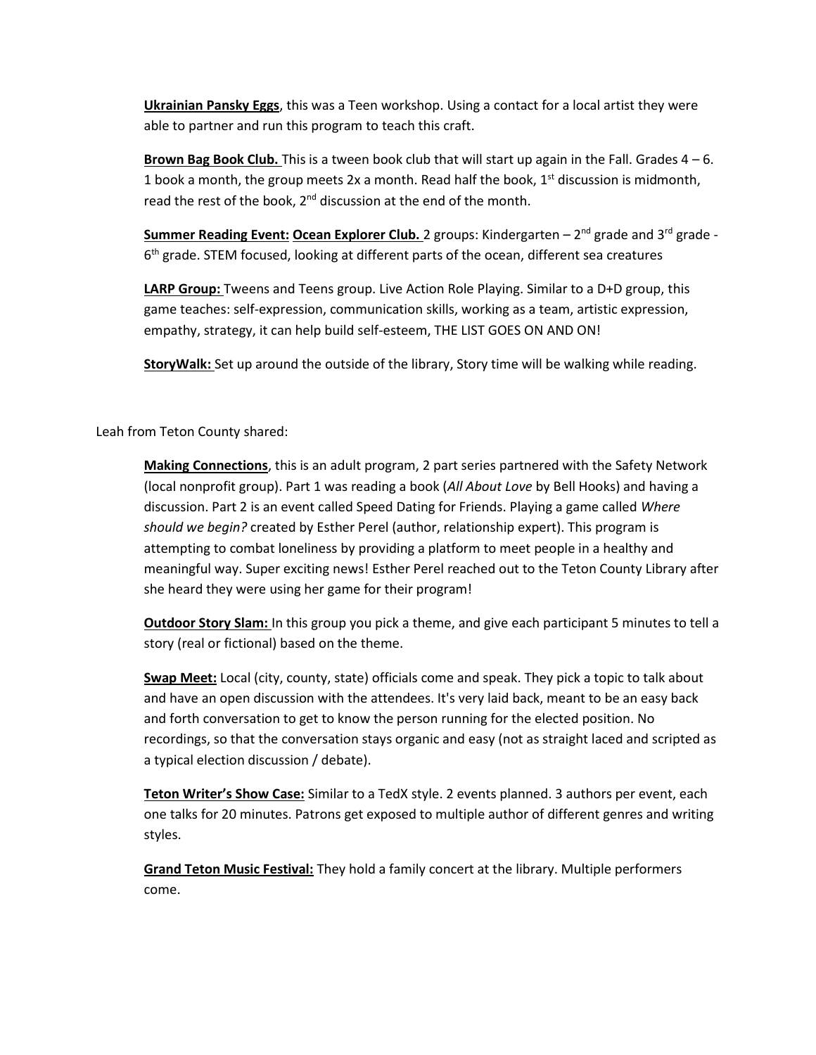**Ukrainian Pansky Eggs**, this was a Teen workshop. Using a contact for a local artist they were able to partner and run this program to teach this craft.

**Brown Bag Book Club.** This is a tween book club that will start up again in the Fall. Grades 4 – 6. 1 book a month, the group meets 2x a month. Read half the book, 1st discussion is midmonth, read the rest of the book, 2nd discussion at the end of the month.

**Summer Reading Event: Ocean Explorer Club.** 2 groups: Kindergarten – 2nd grade and 3rd grade - 6th grade. STEM focused, looking at different parts of the ocean, different sea creatures

**LARP Group:** Tweens and Teens group. Live Action Role Playing. Similar to a D+D group, this game teaches: self-expression, communication skills, working as a team, artistic expression, empathy, strategy, it can help build self-esteem, THE LIST GOES ON AND ON!

**StoryWalk:** Set up around the outside of the library, Story time will be walking while reading.

Leah from Teton County shared:

**Making Connections**, this is an adult program, 2 part series partnered with the Safety Network (local nonprofit group). Part 1 was reading a book (*All About Love* by Bell Hooks) and having a discussion. Part 2 is an event called Speed Dating for Friends. Playing a game called *Where should we begin?* created by Esther Perel (author, relationship expert). This program is attempting to combat loneliness by providing a platform to meet people in a healthy and meaningful way. Super exciting news! Esther Perel reached out to the Teton County Library after she heard they were using her game for their program!

**Outdoor Story Slam:** In this group you pick a theme, and give each participant 5 minutes to tell a story (real or fictional) based on the theme.

**Swap Meet:** Local (city, county, state) officials come and speak. They pick a topic to talk about and have an open discussion with the attendees. It's very laid back, meant to be an easy back and forth conversation to get to know the person running for the elected position. No recordings, so that the conversation stays organic and easy (not as straight laced and scripted as a typical election discussion / debate).

**Teton Writer's Show Case:** Similar to a TedX style. 2 events planned. 3 authors per event, each one talks for 20 minutes. Patrons get exposed to multiple author of different genres and writing styles.

**Grand Teton Music Festival:** They hold a family concert at the library. Multiple performers come.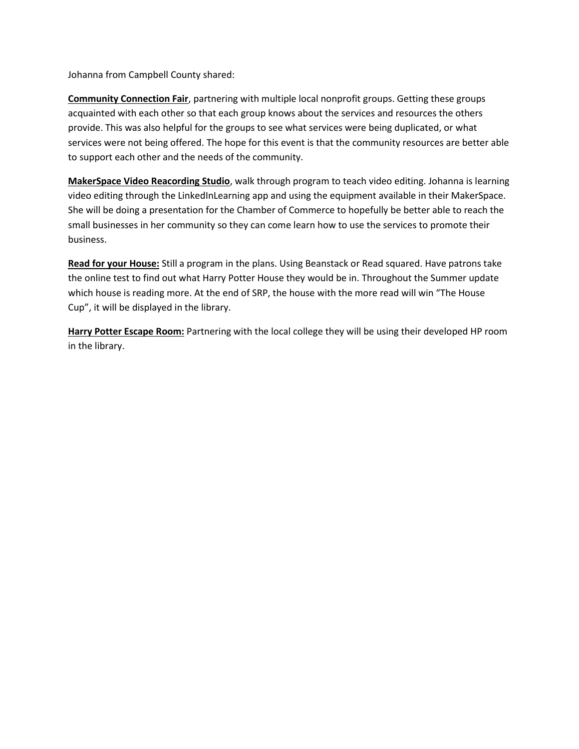Johanna from Campbell County shared:

**Community Connection Fair**, partnering with multiple local nonprofit groups. Getting these groups acquainted with each other so that each group knows about the services and resources the others provide. This was also helpful for the groups to see what services were being duplicated, or what services were not being offered. The hope for this event is that the community resources are better able to support each other and the needs of the community.

**MakerSpace Video Reacording Studio**, walk through program to teach video editing. Johanna is learning video editing through the LinkedInLearning app and using the equipment available in their MakerSpace. She will be doing a presentation for the Chamber of Commerce to hopefully be better able to reach the small businesses in her community so they can come learn how to use the services to promote their business.

**Read for your House:** Still a program in the plans. Using Beanstack or Read squared. Have patrons take the online test to find out what Harry Potter House they would be in. Throughout the Summer update which house is reading more. At the end of SRP, the house with the more read will win "The House Cup", it will be displayed in the library.

**Harry Potter Escape Room:** Partnering with the local college they will be using their developed HP room in the library.